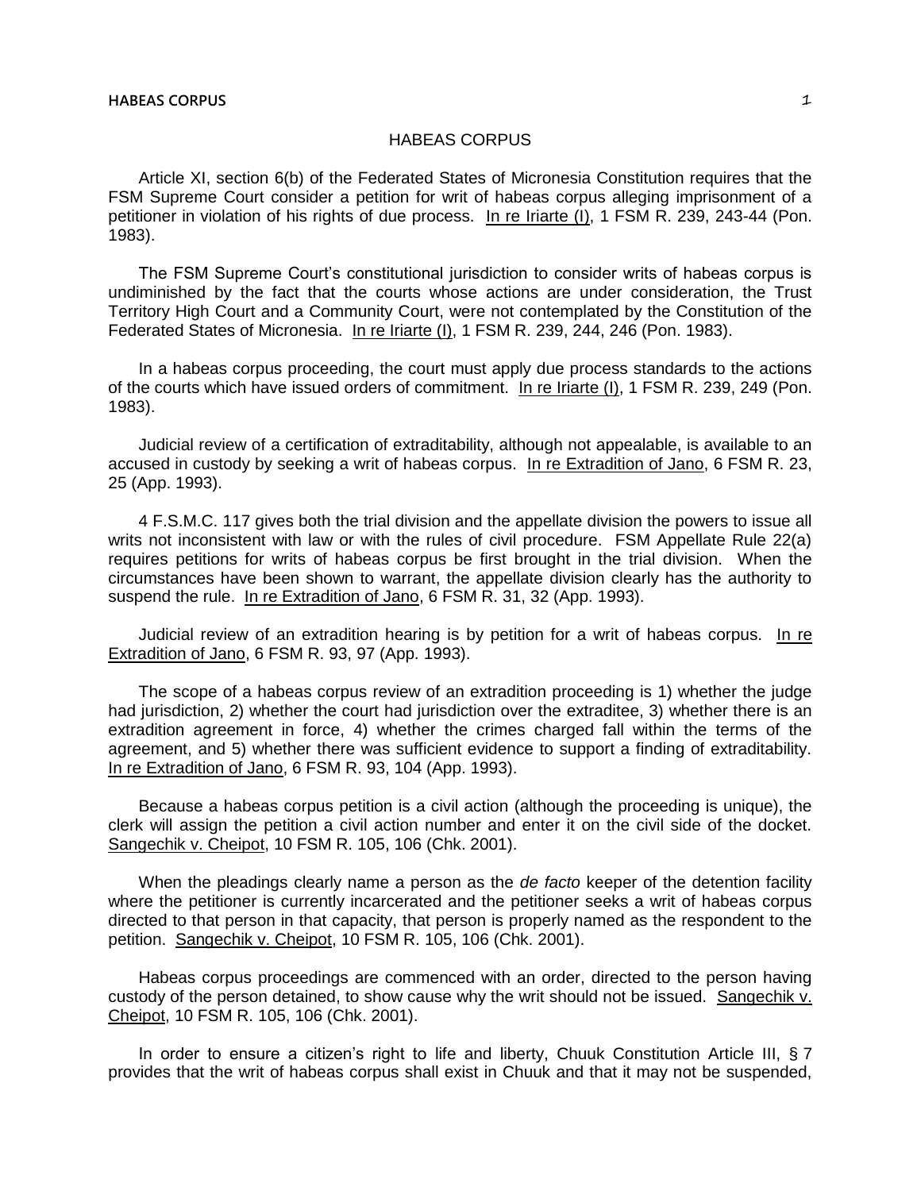# HABEAS CORPUS

Article XI, section 6(b) of the Federated States of Micronesia Constitution requires that the FSM Supreme Court consider a petition for writ of habeas corpus alleging imprisonment of a petitioner in violation of his rights of due process. In re Iriarte (I), 1 FSM R. 239, 243-44 (Pon. 1983).

The FSM Supreme Court's constitutional jurisdiction to consider writs of habeas corpus is undiminished by the fact that the courts whose actions are under consideration, the Trust Territory High Court and a Community Court, were not contemplated by the Constitution of the Federated States of Micronesia. In re Iriarte (I), 1 FSM R. 239, 244, 246 (Pon. 1983).

In a habeas corpus proceeding, the court must apply due process standards to the actions of the courts which have issued orders of commitment. In re Iriarte (I), 1 FSM R. 239, 249 (Pon. 1983).

Judicial review of a certification of extraditability, although not appealable, is available to an accused in custody by seeking a writ of habeas corpus. In re Extradition of Jano, 6 FSM R. 23, 25 (App. 1993).

4 F.S.M.C. 117 gives both the trial division and the appellate division the powers to issue all writs not inconsistent with law or with the rules of civil procedure. FSM Appellate Rule 22(a) requires petitions for writs of habeas corpus be first brought in the trial division. When the circumstances have been shown to warrant, the appellate division clearly has the authority to suspend the rule. In re Extradition of Jano, 6 FSM R. 31, 32 (App. 1993).

Judicial review of an extradition hearing is by petition for a writ of habeas corpus. In re Extradition of Jano, 6 FSM R. 93, 97 (App. 1993).

The scope of a habeas corpus review of an extradition proceeding is 1) whether the judge had jurisdiction, 2) whether the court had jurisdiction over the extraditee, 3) whether there is an extradition agreement in force, 4) whether the crimes charged fall within the terms of the agreement, and 5) whether there was sufficient evidence to support a finding of extraditability. In re Extradition of Jano, 6 FSM R. 93, 104 (App. 1993).

Because a habeas corpus petition is a civil action (although the proceeding is unique), the clerk will assign the petition a civil action number and enter it on the civil side of the docket. Sangechik v. Cheipot, 10 FSM R. 105, 106 (Chk. 2001).

When the pleadings clearly name a person as the *de facto* keeper of the detention facility where the petitioner is currently incarcerated and the petitioner seeks a writ of habeas corpus directed to that person in that capacity, that person is properly named as the respondent to the petition. Sangechik v. Cheipot, 10 FSM R. 105, 106 (Chk. 2001).

Habeas corpus proceedings are commenced with an order, directed to the person having custody of the person detained, to show cause why the writ should not be issued. Sangechik v. Cheipot, 10 FSM R. 105, 106 (Chk. 2001).

In order to ensure a citizen's right to life and liberty, Chuuk Constitution Article III, § 7 provides that the writ of habeas corpus shall exist in Chuuk and that it may not be suspended,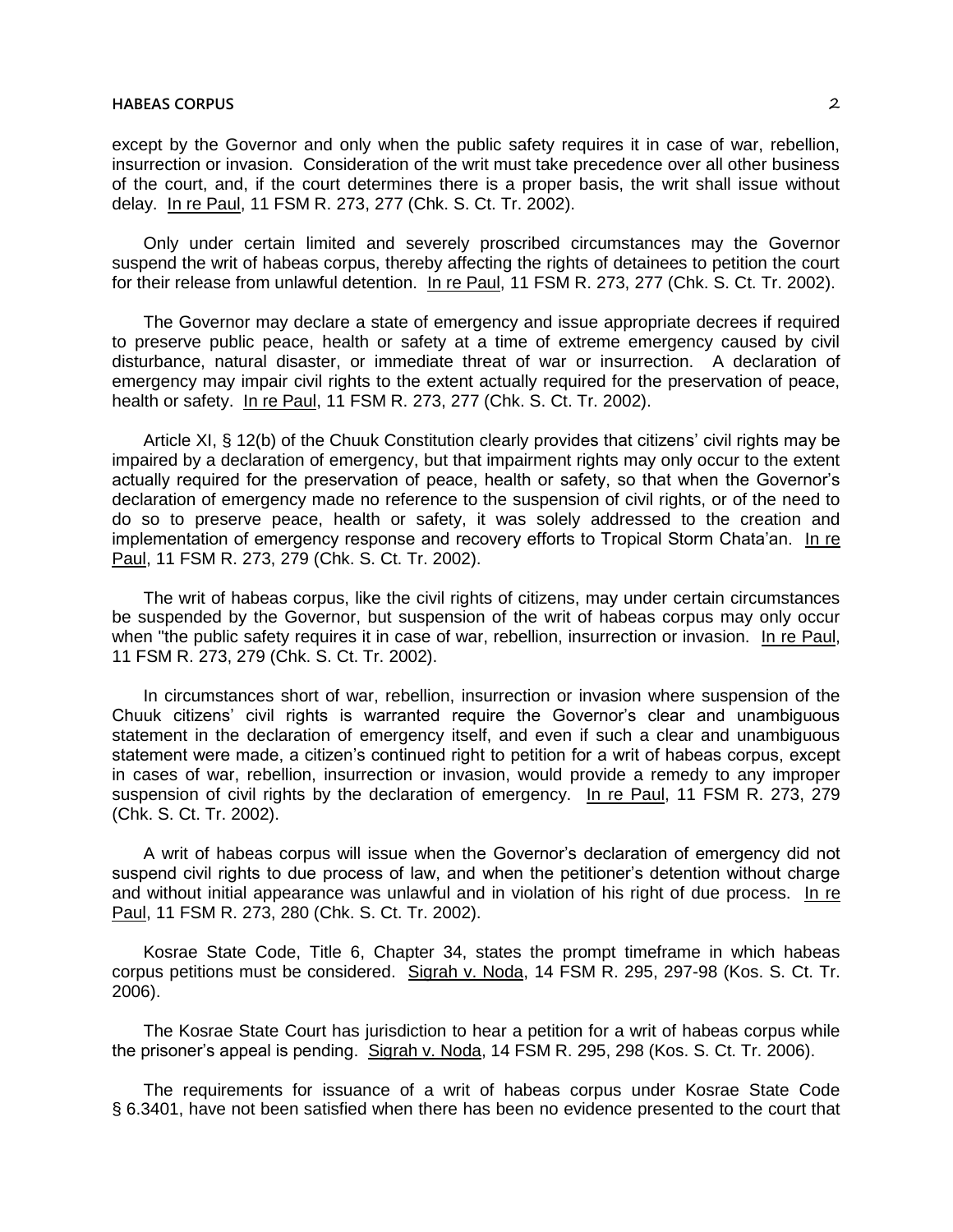except by the Governor and only when the public safety requires it in case of war, rebellion, insurrection or invasion. Consideration of the writ must take precedence over all other business of the court, and, if the court determines there is a proper basis, the writ shall issue without delay. In re Paul, 11 FSM R. 273, 277 (Chk. S. Ct. Tr. 2002).

Only under certain limited and severely proscribed circumstances may the Governor suspend the writ of habeas corpus, thereby affecting the rights of detainees to petition the court for their release from unlawful detention. In re Paul, 11 FSM R. 273, 277 (Chk. S. Ct. Tr. 2002).

The Governor may declare a state of emergency and issue appropriate decrees if required to preserve public peace, health or safety at a time of extreme emergency caused by civil disturbance, natural disaster, or immediate threat of war or insurrection. A declaration of emergency may impair civil rights to the extent actually required for the preservation of peace, health or safety. In re Paul, 11 FSM R. 273, 277 (Chk. S. Ct. Tr. 2002).

Article XI, § 12(b) of the Chuuk Constitution clearly provides that citizens' civil rights may be impaired by a declaration of emergency, but that impairment rights may only occur to the extent actually required for the preservation of peace, health or safety, so that when the Governor's declaration of emergency made no reference to the suspension of civil rights, or of the need to do so to preserve peace, health or safety, it was solely addressed to the creation and implementation of emergency response and recovery efforts to Tropical Storm Chata'an. In re Paul, 11 FSM R. 273, 279 (Chk. S. Ct. Tr. 2002).

The writ of habeas corpus, like the civil rights of citizens, may under certain circumstances be suspended by the Governor, but suspension of the writ of habeas corpus may only occur when "the public safety requires it in case of war, rebellion, insurrection or invasion. In re Paul, 11 FSM R. 273, 279 (Chk. S. Ct. Tr. 2002).

In circumstances short of war, rebellion, insurrection or invasion where suspension of the Chuuk citizens' civil rights is warranted require the Governor's clear and unambiguous statement in the declaration of emergency itself, and even if such a clear and unambiguous statement were made, a citizen's continued right to petition for a writ of habeas corpus, except in cases of war, rebellion, insurrection or invasion, would provide a remedy to any improper suspension of civil rights by the declaration of emergency. In re Paul, 11 FSM R. 273, 279 (Chk. S. Ct. Tr. 2002).

A writ of habeas corpus will issue when the Governor's declaration of emergency did not suspend civil rights to due process of law, and when the petitioner's detention without charge and without initial appearance was unlawful and in violation of his right of due process. In re Paul, 11 FSM R. 273, 280 (Chk. S. Ct. Tr. 2002).

Kosrae State Code, Title 6, Chapter 34, states the prompt timeframe in which habeas corpus petitions must be considered. Sigrah v. Noda, 14 FSM R. 295, 297-98 (Kos. S. Ct. Tr. 2006).

The Kosrae State Court has jurisdiction to hear a petition for a writ of habeas corpus while the prisoner's appeal is pending. Sigrah v. Noda, 14 FSM R. 295, 298 (Kos. S. Ct. Tr. 2006).

The requirements for issuance of a writ of habeas corpus under Kosrae State Code § 6.3401, have not been satisfied when there has been no evidence presented to the court that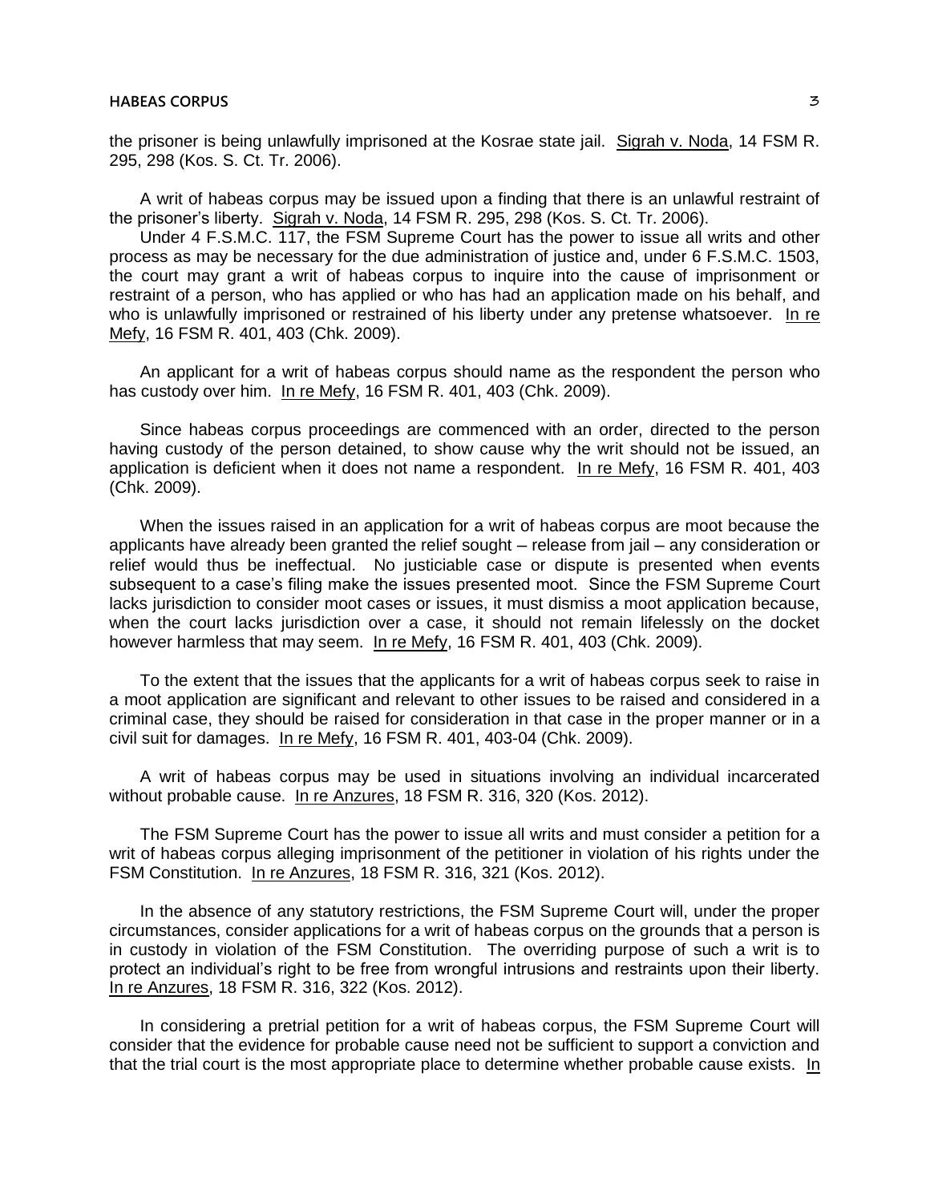the prisoner is being unlawfully imprisoned at the Kosrae state jail. Sigrah v. Noda, 14 FSM R. 295, 298 (Kos. S. Ct. Tr. 2006).

A writ of habeas corpus may be issued upon a finding that there is an unlawful restraint of the prisoner's liberty. Sigrah v. Noda, 14 FSM R. 295, 298 (Kos. S. Ct. Tr. 2006).

Under 4 F.S.M.C. 117, the FSM Supreme Court has the power to issue all writs and other process as may be necessary for the due administration of justice and, under 6 F.S.M.C. 1503, the court may grant a writ of habeas corpus to inquire into the cause of imprisonment or restraint of a person, who has applied or who has had an application made on his behalf, and who is unlawfully imprisoned or restrained of his liberty under any pretense whatsoever. In re Mefy, 16 FSM R. 401, 403 (Chk. 2009).

An applicant for a writ of habeas corpus should name as the respondent the person who has custody over him. In re Mefy, 16 FSM R. 401, 403 (Chk. 2009).

Since habeas corpus proceedings are commenced with an order, directed to the person having custody of the person detained, to show cause why the writ should not be issued, an application is deficient when it does not name a respondent. In re Mefy, 16 FSM R. 401, 403 (Chk. 2009).

When the issues raised in an application for a writ of habeas corpus are moot because the applicants have already been granted the relief sought – release from jail – any consideration or relief would thus be ineffectual. No justiciable case or dispute is presented when events subsequent to a case's filing make the issues presented moot. Since the FSM Supreme Court lacks jurisdiction to consider moot cases or issues, it must dismiss a moot application because, when the court lacks jurisdiction over a case, it should not remain lifelessly on the docket however harmless that may seem. In re Mefy, 16 FSM R. 401, 403 (Chk. 2009).

To the extent that the issues that the applicants for a writ of habeas corpus seek to raise in a moot application are significant and relevant to other issues to be raised and considered in a criminal case, they should be raised for consideration in that case in the proper manner or in a civil suit for damages. In re Mefy, 16 FSM R. 401, 403-04 (Chk. 2009).

A writ of habeas corpus may be used in situations involving an individual incarcerated without probable cause. In re Anzures, 18 FSM R. 316, 320 (Kos. 2012).

The FSM Supreme Court has the power to issue all writs and must consider a petition for a writ of habeas corpus alleging imprisonment of the petitioner in violation of his rights under the FSM Constitution. In re Anzures, 18 FSM R. 316, 321 (Kos. 2012).

In the absence of any statutory restrictions, the FSM Supreme Court will, under the proper circumstances, consider applications for a writ of habeas corpus on the grounds that a person is in custody in violation of the FSM Constitution. The overriding purpose of such a writ is to protect an individual's right to be free from wrongful intrusions and restraints upon their liberty. In re Anzures, 18 FSM R. 316, 322 (Kos. 2012).

In considering a pretrial petition for a writ of habeas corpus, the FSM Supreme Court will consider that the evidence for probable cause need not be sufficient to support a conviction and that the trial court is the most appropriate place to determine whether probable cause exists. In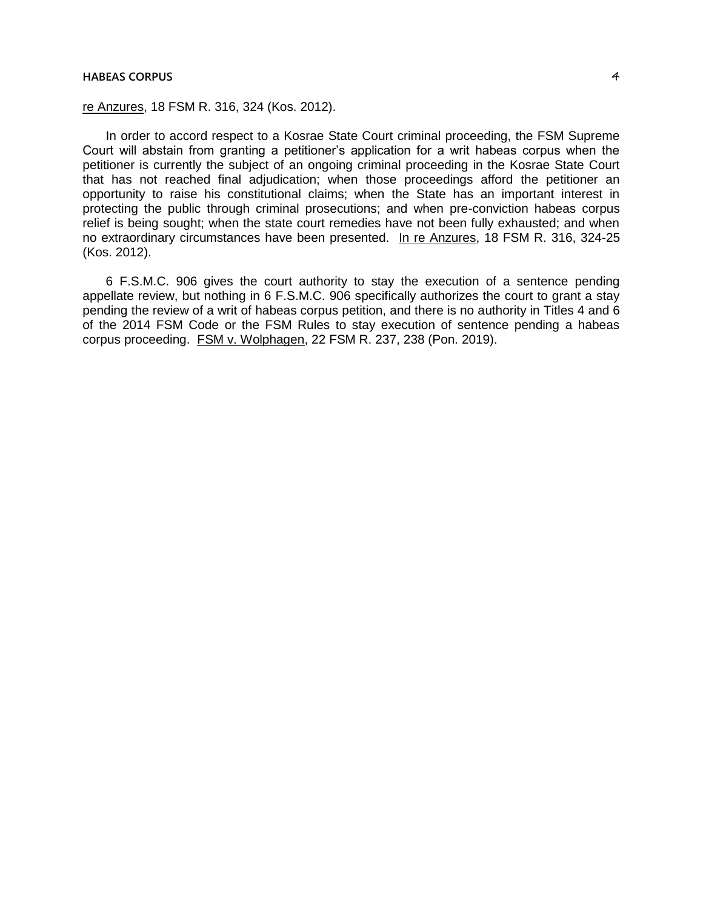re Anzures, 18 FSM R. 316, 324 (Kos. 2012).

In order to accord respect to a Kosrae State Court criminal proceeding, the FSM Supreme Court will abstain from granting a petitioner's application for a writ habeas corpus when the petitioner is currently the subject of an ongoing criminal proceeding in the Kosrae State Court that has not reached final adjudication; when those proceedings afford the petitioner an opportunity to raise his constitutional claims; when the State has an important interest in protecting the public through criminal prosecutions; and when pre-conviction habeas corpus relief is being sought; when the state court remedies have not been fully exhausted; and when no extraordinary circumstances have been presented. In re Anzures, 18 FSM R. 316, 324-25 (Kos. 2012).

6 F.S.M.C. 906 gives the court authority to stay the execution of a sentence pending appellate review, but nothing in 6 F.S.M.C. 906 specifically authorizes the court to grant a stay pending the review of a writ of habeas corpus petition, and there is no authority in Titles 4 and 6 of the 2014 FSM Code or the FSM Rules to stay execution of sentence pending a habeas corpus proceeding. FSM v. Wolphagen, 22 FSM R. 237, 238 (Pon. 2019).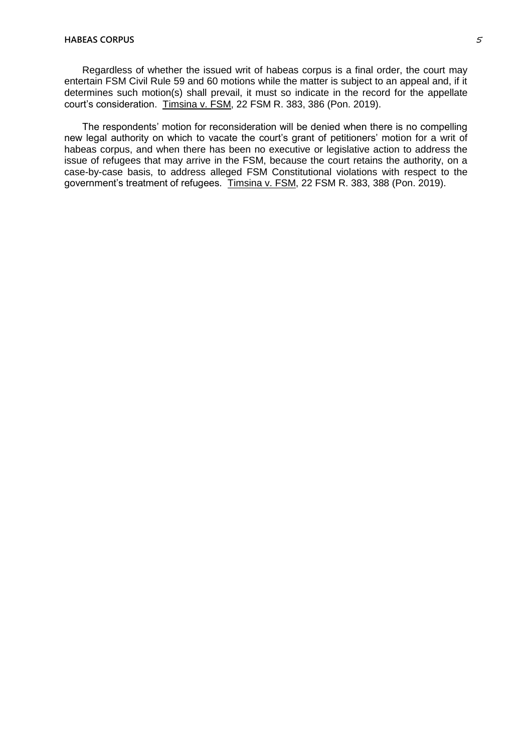Regardless of whether the issued writ of habeas corpus is a final order, the court may entertain FSM Civil Rule 59 and 60 motions while the matter is subject to an appeal and, if it determines such motion(s) shall prevail, it must so indicate in the record for the appellate court's consideration. Timsina v. FSM, 22 FSM R. 383, 386 (Pon. 2019).

The respondents' motion for reconsideration will be denied when there is no compelling new legal authority on which to vacate the court's grant of petitioners' motion for a writ of habeas corpus, and when there has been no executive or legislative action to address the issue of refugees that may arrive in the FSM, because the court retains the authority, on a case-by-case basis, to address alleged FSM Constitutional violations with respect to the government's treatment of refugees. Timsina v. FSM, 22 FSM R. 383, 388 (Pon. 2019).